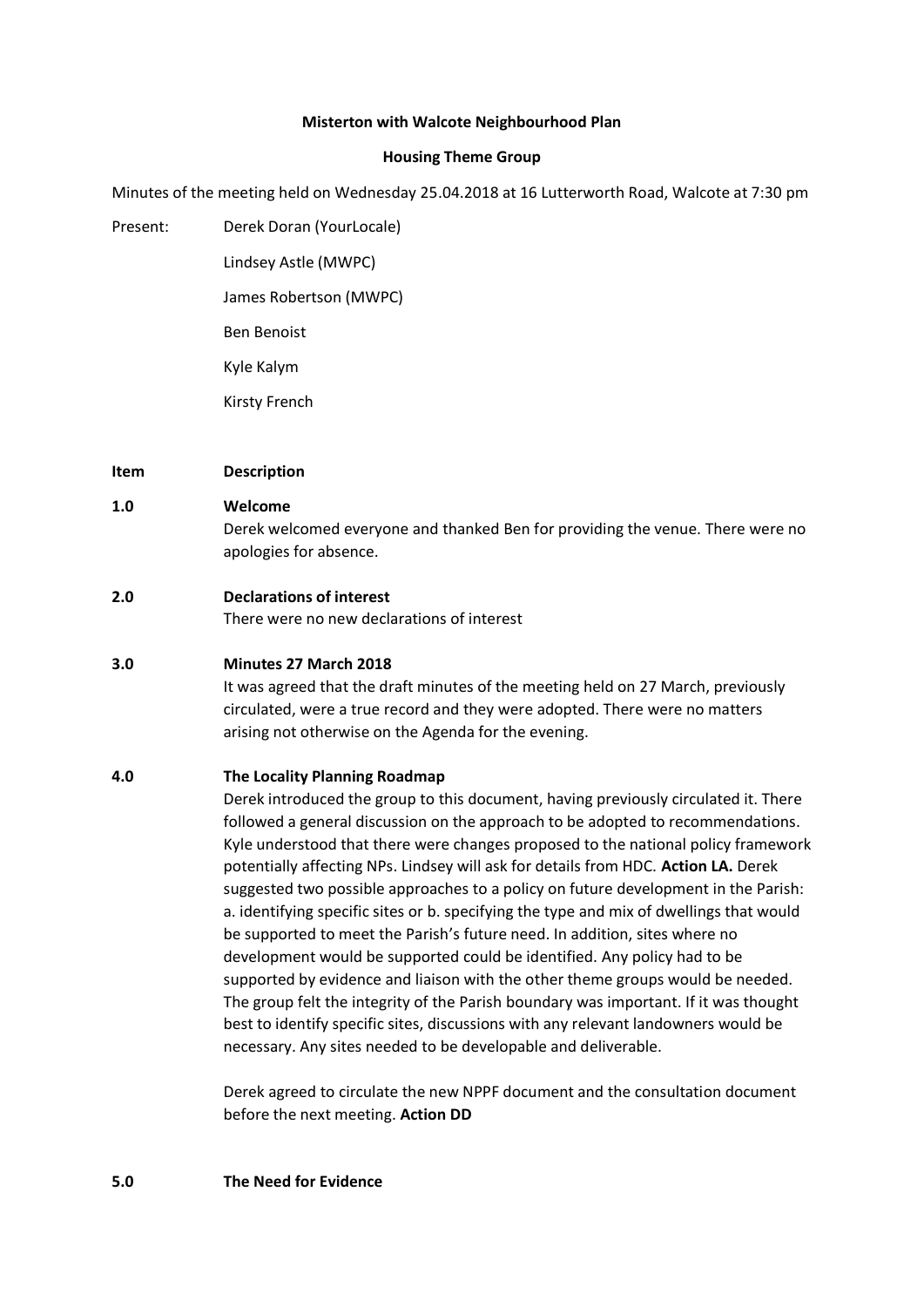**Misterton with Walcote Neighbourhood Plan**

**Housing Theme Group**

Minutes of the meeting held on Wednesday 25.04.2018 at 16 Lutterworth Road, Walcote at 7:30 pm

Present:

- Derek Doran (YourLocale)
- Lindsey Astle (MWPC)
- James Robertson (MWPC)
- Ben Benoist
- Kyle Kalym
- Kirsty French

| **Item** | **Description** |
|---|---|

**1.0 Welcome**

Derek welcomed everyone and thanked Ben for providing the venue. There were no apologies for absence.

**2.0 Declarations of interest**

There were no new declarations of interest

**3.0 Minutes 27 March 2018**

It was agreed that the draft minutes of the meeting held on 27 March, previously circulated, were a true record and they were adopted. There were no matters arising not otherwise on the Agenda for the evening.

**4.0 The Locality Planning Roadmap**

Derek introduced the group to this document, having previously circulated it. There followed a general discussion on the approach to be adopted to recommendations. Kyle understood that there were changes proposed to the national policy framework potentially affecting NPs. Lindsey will ask for details from HDC. **Action LA.** Derek suggested two possible approaches to a policy on future development in the Parish: a. identifying specific sites or b. specifying the type and mix of dwellings that would be supported to meet the Parish's future need. In addition, sites where no development would be supported could be identified. Any policy had to be supported by evidence and liaison with the other theme groups would be needed. The group felt the integrity of the Parish boundary was important. If it was thought best to identify specific sites, discussions with any relevant landowners would be necessary. Any sites needed to be developable and deliverable.

Derek agreed to circulate the new NPPF document and the consultation document before the next meeting. **Action DD**

**5.0 The Need for Evidence**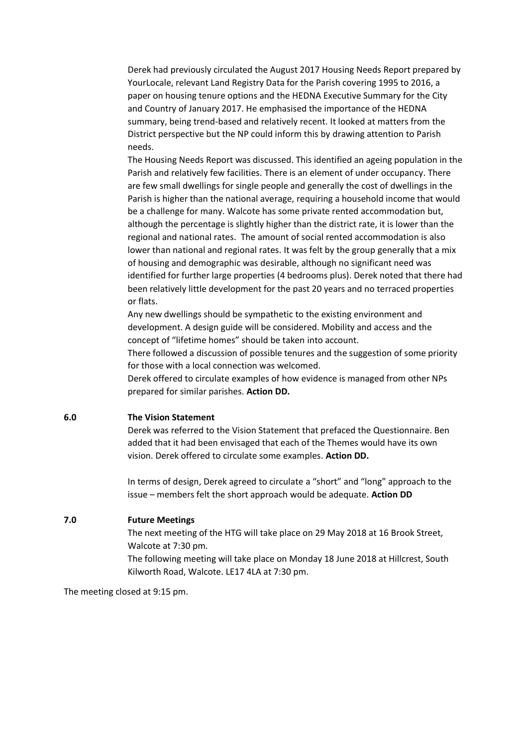Derek had previously circulated the August 2017 Housing Needs Report prepared by YourLocale, relevant Land Registry Data for the Parish covering 1995 to 2016, a paper on housing tenure options and the HEDNA Executive Summary for the City and Country of January 2017. He emphasised the importance of the HEDNA summary, being trend-based and relatively recent. It looked at matters from the District perspective but the NP could inform this by drawing attention to Parish needs.

The Housing Needs Report was discussed. This identified an ageing population in the Parish and relatively few facilities. There is an element of under occupancy. There are few small dwellings for single people and generally the cost of dwellings in the Parish is higher than the national average, requiring a household income that would be a challenge for many. Walcote has some private rented accommodation but, although the percentage is slightly higher than the district rate, it is lower than the regional and national rates. The amount of social rented accommodation is also lower than national and regional rates. It was felt by the group generally that a mix of housing and demographic was desirable, although no significant need was identified for further large properties (4 bedrooms plus). Derek noted that there had been relatively little development for the past 20 years and no terraced properties or flats.

Any new dwellings should be sympathetic to the existing environment and development. A design guide will be considered. Mobility and access and the concept of "lifetime homes" should be taken into account.

There followed a discussion of possible tenures and the suggestion of some priority for those with a local connection was welcomed.

Derek offered to circulate examples of how evidence is managed from other NPs prepared for similar parishes. **Action DD.**

**6.0 The Vision Statement**

Derek was referred to the Vision Statement that prefaced the Questionnaire. Ben added that it had been envisaged that each of the Themes would have its own vision. Derek offered to circulate some examples. **Action DD.**

In terms of design, Derek agreed to circulate a "short" and "long" approach to the issue – members felt the short approach would be adequate. **Action DD**

**7.0 Future Meetings**

The next meeting of the HTG will take place on 29 May 2018 at 16 Brook Street, Walcote at 7:30 pm.

The following meeting will take place on Monday 18 June 2018 at Hillcrest, South Kilworth Road, Walcote. LE17 4LA at 7:30 pm.

The meeting closed at 9:15 pm.